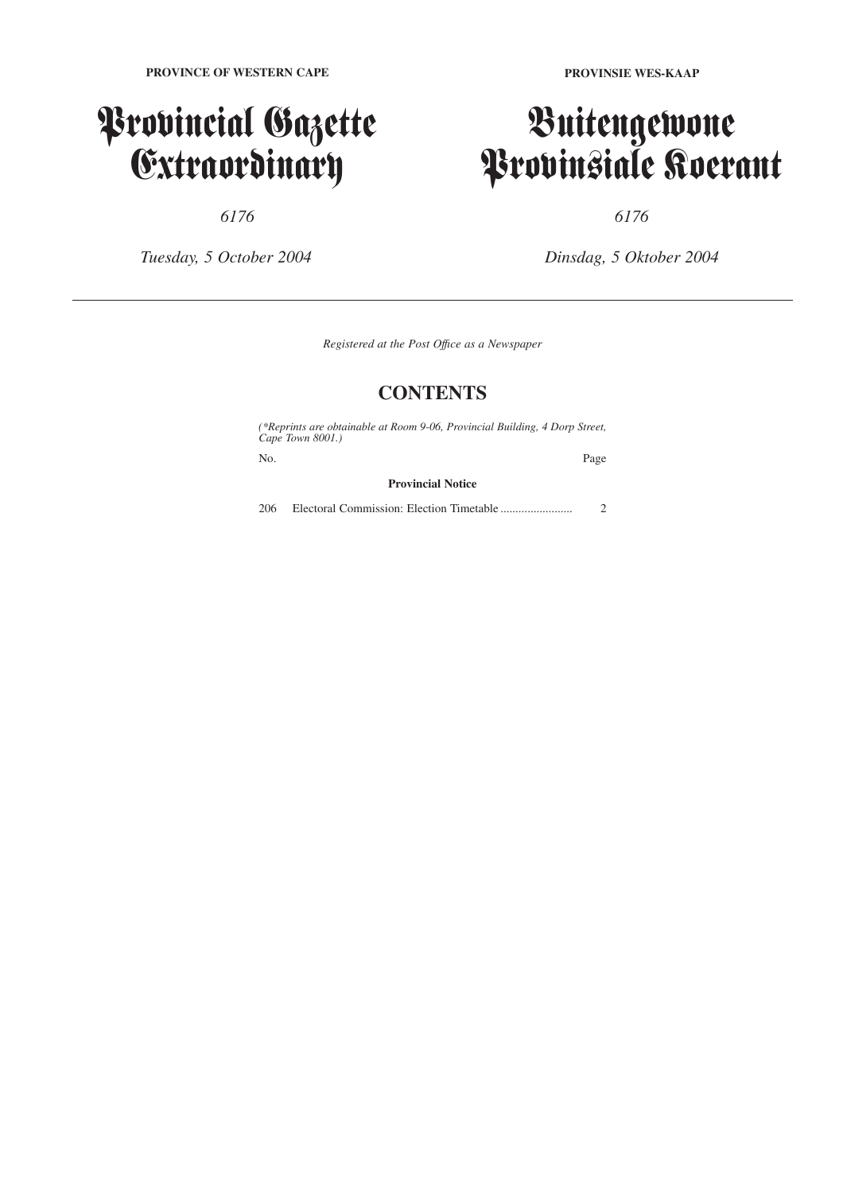**PROVINCE OF WESTERN CAPE**

# Provincial Gazette Extraordinary

*6176*

*Tuesday, 5 October 2004*

**PROVINSIE WES-KAAP**

# Buitengewone Provinsiale Koerant

*6176*

*Dinsdag, 5 Oktober 2004*

---

*Registered at the Post Office as a Newspaper*

## CONTENTS

*(\*Reprints are obtainable at Room 9-06, Provincial Building, 4 Dorp Street, Cape Town 8001.)*

| No. | | Page |
|---|---|---|
| | **Provincial Notice** | |
| 206 | Electoral Commission: Election Timetable ........................ | 2 |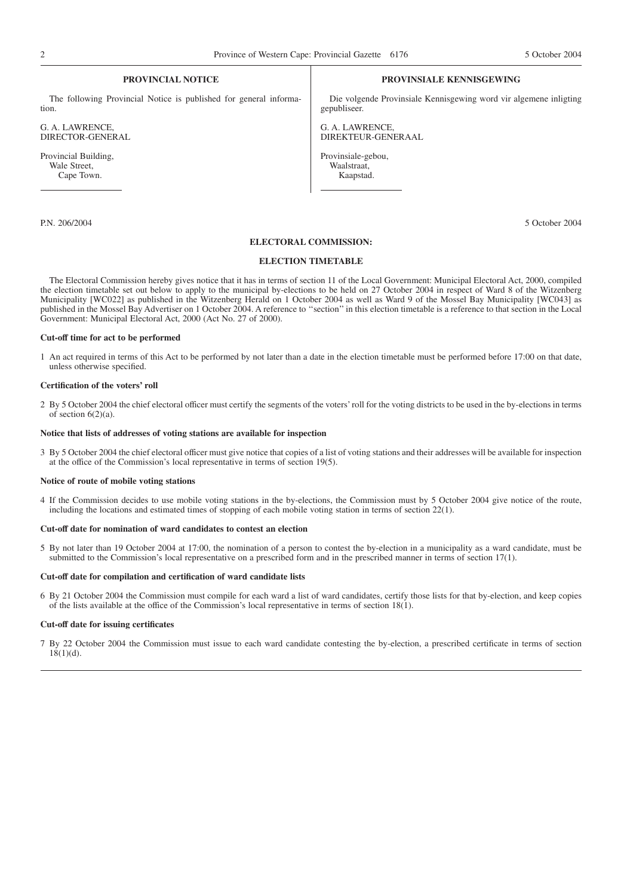**PROVINCIAL NOTICE**

The following Provincial Notice is published for general information.

G. A. LAWRENCE,
DIRECTOR-GENERAL

Provincial Building,
Wale Street,
Cape Town.

**PROVINSIALE KENNISGEWING**

Die volgende Provinsiale Kennisgewing word vir algemene inligting gepubliseer.

G. A. LAWRENCE,
DIREKTEUR-GENERAAL

Provinsiale-gebou,
Waalstraat,
Kaapstad.

P.N. 206/2004 5 October 2004

**ELECTORAL COMMISSION:**

**ELECTION TIMETABLE**

The Electoral Commission hereby gives notice that it has in terms of section 11 of the Local Government: Municipal Electoral Act, 2000, compiled the election timetable set out below to apply to the municipal by-elections to be held on 27 October 2004 in respect of Ward 8 of the Witzenberg Municipality [WC022] as published in the Witzenberg Herald on 1 October 2004 as well as Ward 9 of the Mossel Bay Municipality [WC043] as published in the Mossel Bay Advertiser on 1 October 2004. A reference to ''section'' in this election timetable is a reference to that section in the Local Government: Municipal Electoral Act, 2000 (Act No. 27 of 2000).

**Cut-off time for act to be performed**

1 An act required in terms of this Act to be performed by not later than a date in the election timetable must be performed before 17:00 on that date, unless otherwise specified.

**Certification of the voters' roll**

2 By 5 October 2004 the chief electoral officer must certify the segments of the voters' roll for the voting districts to be used in the by-elections in terms of section 6(2)(a).

**Notice that lists of addresses of voting stations are available for inspection**

3 By 5 October 2004 the chief electoral officer must give notice that copies of a list of voting stations and their addresses will be available for inspection at the office of the Commission's local representative in terms of section 19(5).

**Notice of route of mobile voting stations**

4 If the Commission decides to use mobile voting stations in the by-elections, the Commission must by 5 October 2004 give notice of the route, including the locations and estimated times of stopping of each mobile voting station in terms of section 22(1).

**Cut-off date for nomination of ward candidates to contest an election**

5 By not later than 19 October 2004 at 17:00, the nomination of a person to contest the by-election in a municipality as a ward candidate, must be submitted to the Commission's local representative on a prescribed form and in the prescribed manner in terms of section 17(1).

**Cut-off date for compilation and certification of ward candidate lists**

6 By 21 October 2004 the Commission must compile for each ward a list of ward candidates, certify those lists for that by-election, and keep copies of the lists available at the office of the Commission's local representative in terms of section 18(1).

**Cut-off date for issuing certificates**

7 By 22 October 2004 the Commission must issue to each ward candidate contesting the by-election, a prescribed certificate in terms of section 18(1)(d).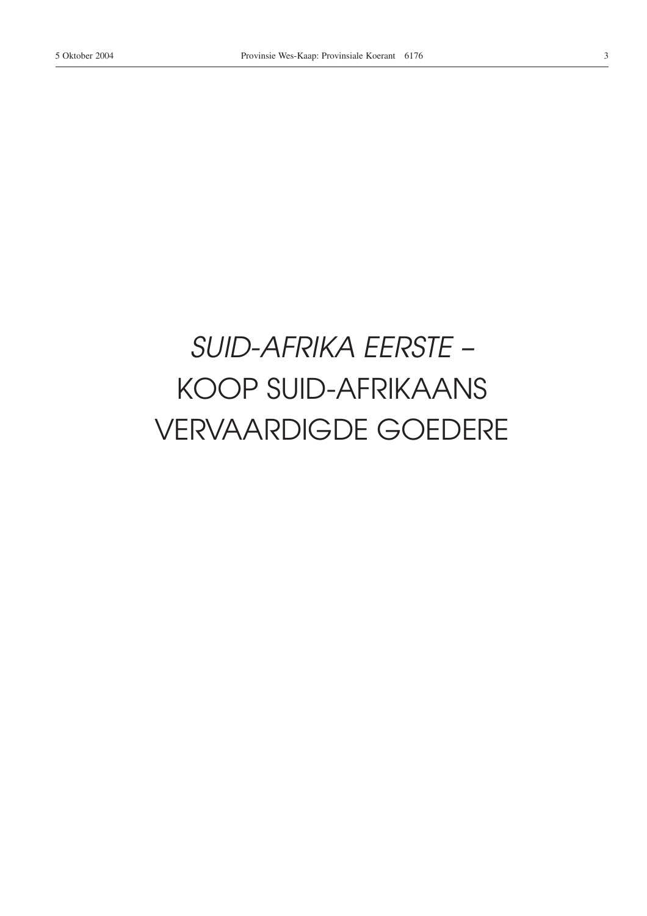*SUID-AFRIKA EERSTE* –
KOOP SUID-AFRIKAANS
VERVAARDIGDE GOEDERE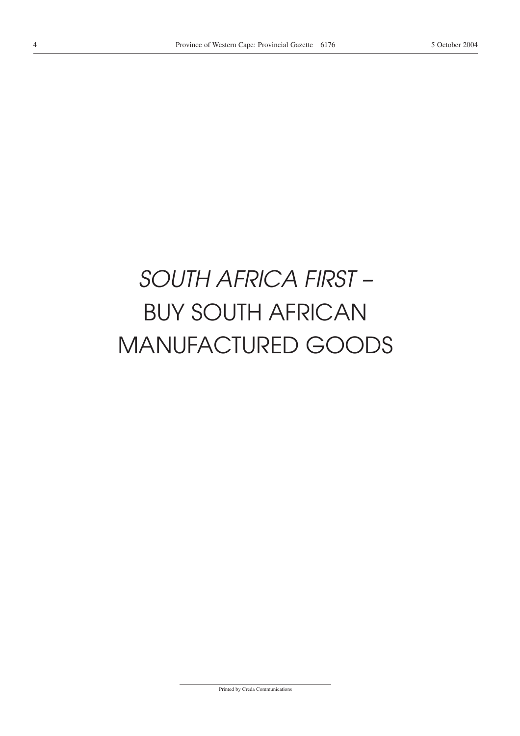*SOUTH AFRICA FIRST –*

BUY SOUTH AFRICAN

MANUFACTURED GOODS

Printed by Creda Communications